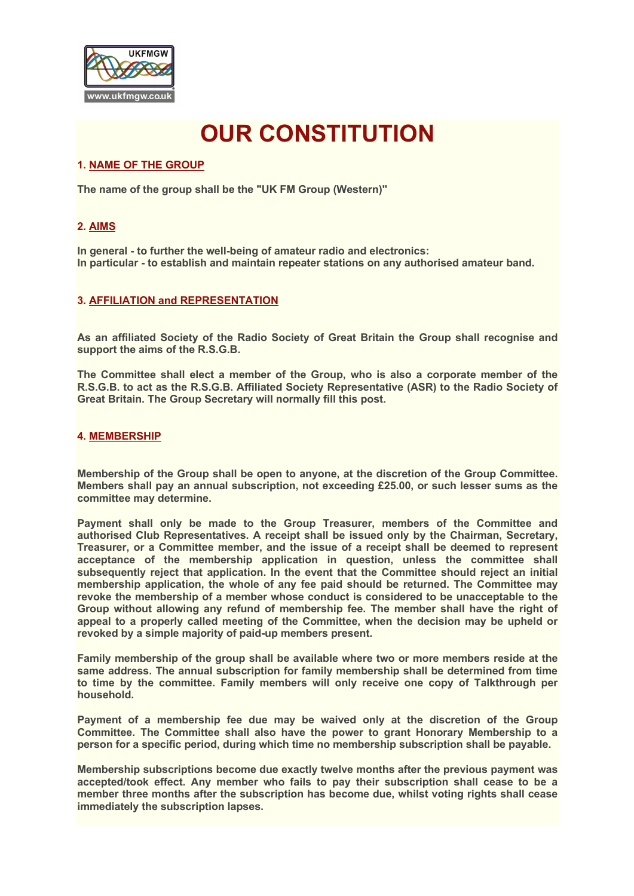# OUR CONSTITUTION

## 1. NAME OF THE GROUP

**The name of the group shall be the "UK FM Group (Western)"**

## 2. AIMS

**In general - to further the well-being of amateur radio and electronics:**
**In particular - to establish and maintain repeater stations on any authorised amateur band.**

## 3. AFFILIATION and REPRESENTATION

**As an affiliated Society of the Radio Society of Great Britain the Group shall recognise and support the aims of the R.S.G.B.**

**The Committee shall elect a member of the Group, who is also a corporate member of the R.S.G.B. to act as the R.S.G.B. Affiliated Society Representative (ASR) to the Radio Society of Great Britain. The Group Secretary will normally fill this post.**

## 4. MEMBERSHIP

**Membership of the Group shall be open to anyone, at the discretion of the Group Committee. Members shall pay an annual subscription, not exceeding £25.00, or such lesser sums as the committee may determine.**

**Payment shall only be made to the Group Treasurer, members of the Committee and authorised Club Representatives. A receipt shall be issued only by the Chairman, Secretary, Treasurer, or a Committee member, and the issue of a receipt shall be deemed to represent acceptance of the membership application in question, unless the committee shall subsequently reject that application. In the event that the Committee should reject an initial membership application, the whole of any fee paid should be returned. The Committee may revoke the membership of a member whose conduct is considered to be unacceptable to the Group without allowing any refund of membership fee. The member shall have the right of appeal to a properly called meeting of the Committee, when the decision may be upheld or revoked by a simple majority of paid-up members present.**

**Family membership of the group shall be available where two or more members reside at the same address. The annual subscription for family membership shall be determined from time to time by the committee. Family members will only receive one copy of Talkthrough per household.**

**Payment of a membership fee due may be waived only at the discretion of the Group Committee. The Committee shall also have the power to grant Honorary Membership to a person for a specific period, during which time no membership subscription shall be payable.**

**Membership subscriptions become due exactly twelve months after the previous payment was accepted/took effect. Any member who fails to pay their subscription shall cease to be a member three months after the subscription has become due, whilst voting rights shall cease immediately the subscription lapses.**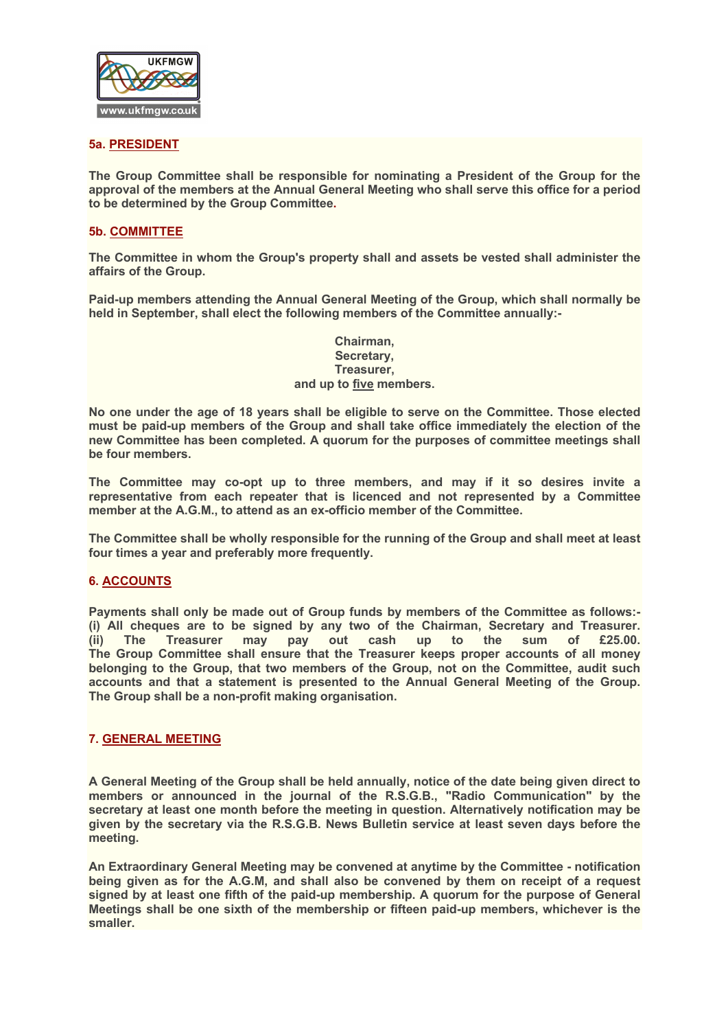## 5a. PRESIDENT

**The Group Committee shall be responsible for nominating a President of the Group for the approval of the members at the Annual General Meeting who shall serve this office for a period to be determined by the Group Committee.**

## 5b. COMMITTEE

**The Committee in whom the Group's property shall and assets be vested shall administer the affairs of the Group.**

**Paid-up members attending the Annual General Meeting of the Group, which shall normally be held in September, shall elect the following members of the Committee annually:-**

**Chairman,**
**Secretary,**
**Treasurer,**
**and up to <u>five</u> members.**

**No one under the age of 18 years shall be eligible to serve on the Committee. Those elected must be paid-up members of the Group and shall take office immediately the election of the new Committee has been completed. A quorum for the purposes of committee meetings shall be four members.**

**The Committee may co-opt up to three members, and may if it so desires invite a representative from each repeater that is licenced and not represented by a Committee member at the A.G.M., to attend as an ex-officio member of the Committee.**

**The Committee shall be wholly responsible for the running of the Group and shall meet at least four times a year and preferably more frequently.**

## 6. ACCOUNTS

**Payments shall only be made out of Group funds by members of the Committee as follows:-**
**(i) All cheques are to be signed by any two of the Chairman, Secretary and Treasurer.**
**(ii) The Treasurer may pay out cash up to the sum of £25.00.**
**The Group Committee shall ensure that the Treasurer keeps proper accounts of all money belonging to the Group, that two members of the Group, not on the Committee, audit such accounts and that a statement is presented to the Annual General Meeting of the Group. The Group shall be a non-profit making organisation.**

## 7. GENERAL MEETING

**A General Meeting of the Group shall be held annually, notice of the date being given direct to members or announced in the journal of the R.S.G.B., "Radio Communication" by the secretary at least one month before the meeting in question. Alternatively notification may be given by the secretary via the R.S.G.B. News Bulletin service at least seven days before the meeting.**

**An Extraordinary General Meeting may be convened at anytime by the Committee - notification being given as for the A.G.M, and shall also be convened by them on receipt of a request signed by at least one fifth of the paid-up membership. A quorum for the purpose of General Meetings shall be one sixth of the membership or fifteen paid-up members, whichever is the smaller.**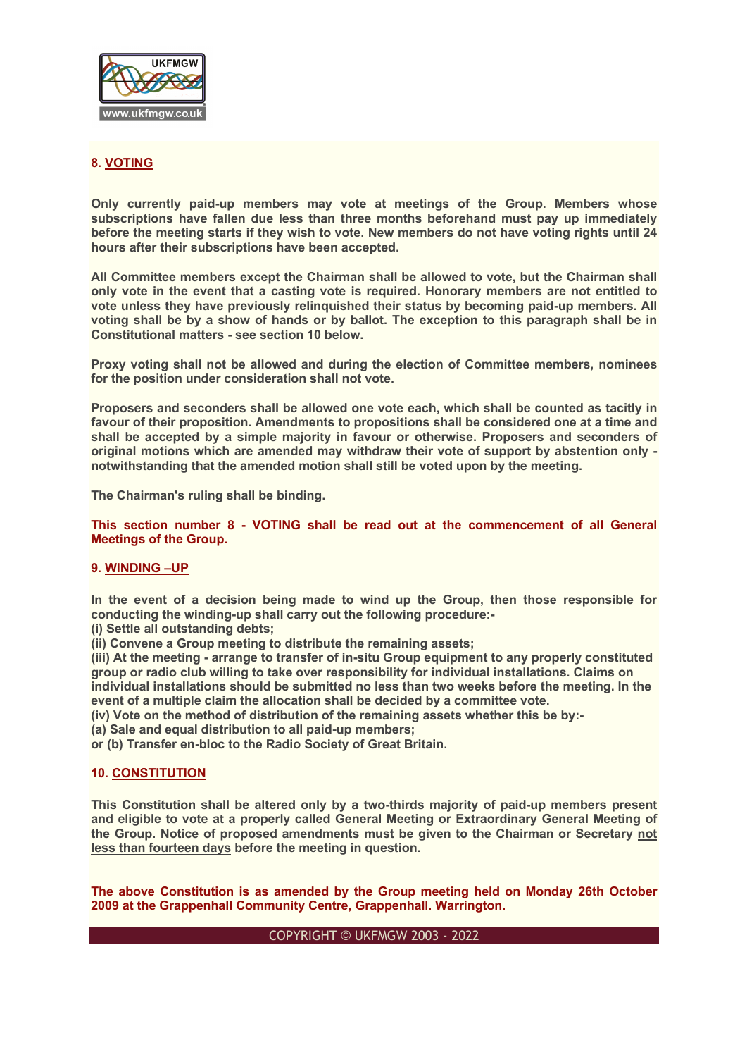## 8. VOTING

**Only currently paid-up members may vote at meetings of the Group. Members whose subscriptions have fallen due less than three months beforehand must pay up immediately before the meeting starts if they wish to vote. New members do not have voting rights until 24 hours after their subscriptions have been accepted.**

**All Committee members except the Chairman shall be allowed to vote, but the Chairman shall only vote in the event that a casting vote is required. Honorary members are not entitled to vote unless they have previously relinquished their status by becoming paid-up members. All voting shall be by a show of hands or by ballot. The exception to this paragraph shall be in Constitutional matters - see section 10 below.**

**Proxy voting shall not be allowed and during the election of Committee members, nominees for the position under consideration shall not vote.**

**Proposers and seconders shall be allowed one vote each, which shall be counted as tacitly in favour of their proposition. Amendments to propositions shall be considered one at a time and shall be accepted by a simple majority in favour or otherwise. Proposers and seconders of original motions which are amended may withdraw their vote of support by abstention only - notwithstanding that the amended motion shall still be voted upon by the meeting.**

**The Chairman's ruling shall be binding.**

**This section number 8 - VOTING shall be read out at the commencement of all General Meetings of the Group.**

## 9. WINDING –UP

**In the event of a decision being made to wind up the Group, then those responsible for conducting the winding-up shall carry out the following procedure:-**
**(i) Settle all outstanding debts;**
**(ii) Convene a Group meeting to distribute the remaining assets;**
**(iii) At the meeting - arrange to transfer of in-situ Group equipment to any properly constituted group or radio club willing to take over responsibility for individual installations. Claims on individual installations should be submitted no less than two weeks before the meeting. In the event of a multiple claim the allocation shall be decided by a committee vote.**
**(iv) Vote on the method of distribution of the remaining assets whether this be by:-**
**(a) Sale and equal distribution to all paid-up members;**
**or (b) Transfer en-bloc to the Radio Society of Great Britain.**

## 10. CONSTITUTION

**This Constitution shall be altered only by a two-thirds majority of paid-up members present and eligible to vote at a properly called General Meeting or Extraordinary General Meeting of the Group. Notice of proposed amendments must be given to the Chairman or Secretary not less than fourteen days before the meeting in question.**

**The above Constitution is as amended by the Group meeting held on Monday 26th October 2009 at the Grappenhall Community Centre, Grappenhall. Warrington.**